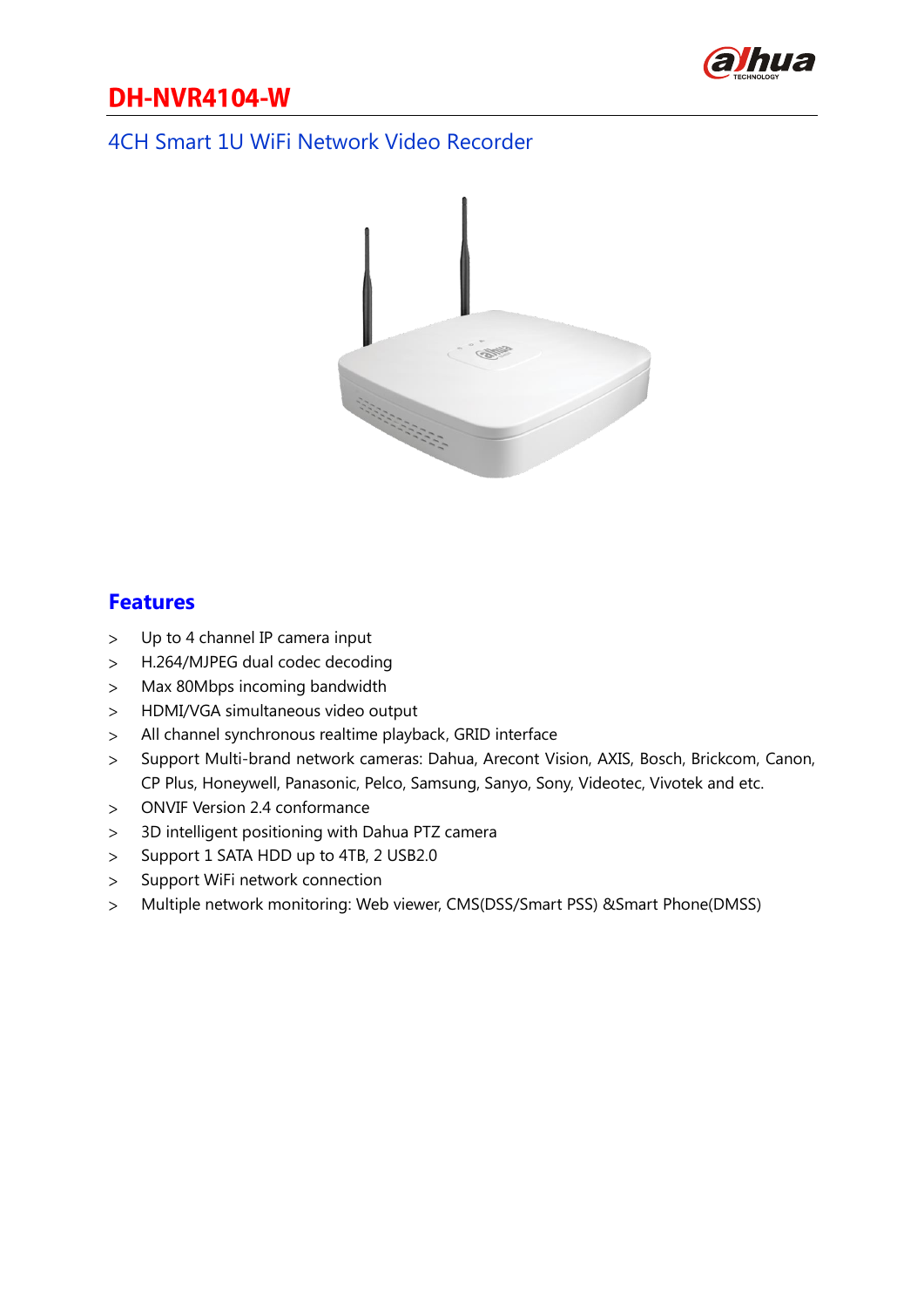# DH-NVR4104-W

## 4CH Smart 1U WiFi Network Video Recorder

## Features

- Up to 4 channel IP camera input
- H.264/MJPEG dual codec decoding
- Max 80Mbps incoming bandwidth
- HDMI/VGA simultaneous video output
- All channel synchronous realtime playback, GRID interface
- Support Multi-brand network cameras: Dahua, Arecont Vision, AXIS, Bosch, Brickcom, Canon, CP Plus, Honeywell, Panasonic, Pelco, Samsung, Sanyo, Sony, Videotec, Vivotek and etc.
- ONVIF Version 2.4 conformance
- 3D intelligent positioning with Dahua PTZ camera
- Support 1 SATA HDD up to 4TB, 2 USB2.0
- Support WiFi network connection
- Multiple network monitoring: Web viewer, CMS(DSS/Smart PSS) &Smart Phone(DMSS)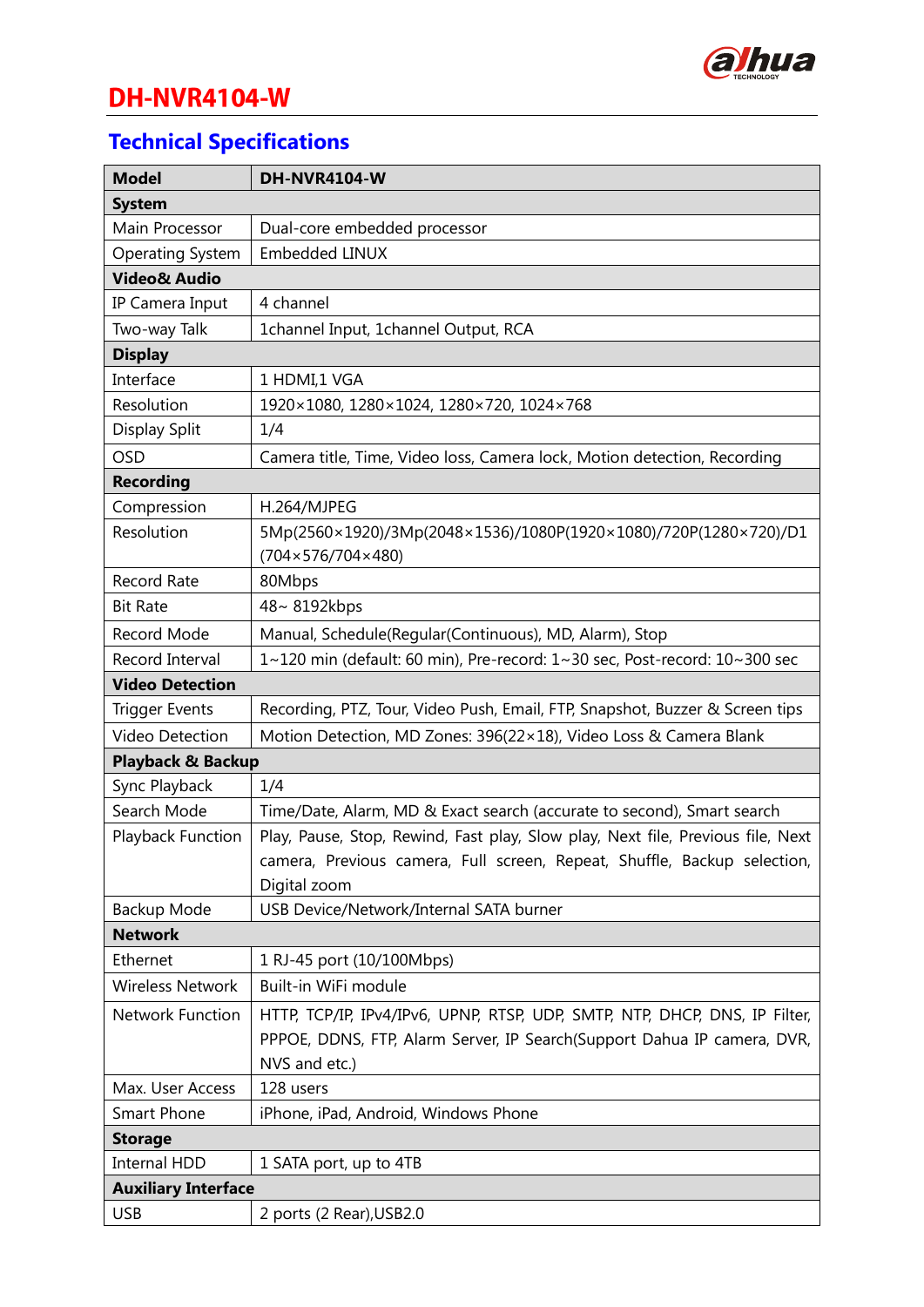# DH-NVR4104-W

## Technical Specifications

| Model | DH-NVR4104-W |
|---|---|
| **System** | |
| Main Processor | Dual-core embedded processor |
| Operating System | Embedded LINUX |
| **Video& Audio** | |
| IP Camera Input | 4 channel |
| Two-way Talk | 1channel Input, 1channel Output, RCA |
| **Display** | |
| Interface | 1 HDMI,1 VGA |
| Resolution | 1920×1080, 1280×1024, 1280×720, 1024×768 |
| Display Split | 1/4 |
| OSD | Camera title, Time, Video loss, Camera lock, Motion detection, Recording |
| **Recording** | |
| Compression | H.264/MJPEG |
| Resolution | 5Mp(2560×1920)/3Mp(2048×1536)/1080P(1920×1080)/720P(1280×720)/D1 (704×576/704×480) |
| Record Rate | 80Mbps |
| Bit Rate | 48~ 8192kbps |
| Record Mode | Manual, Schedule(Regular(Continuous), MD, Alarm), Stop |
| Record Interval | 1~120 min (default: 60 min), Pre-record: 1~30 sec, Post-record: 10~300 sec |
| **Video Detection** | |
| Trigger Events | Recording, PTZ, Tour, Video Push, Email, FTP, Snapshot, Buzzer & Screen tips |
| Video Detection | Motion Detection, MD Zones: 396(22×18), Video Loss & Camera Blank |
| **Playback & Backup** | |
| Sync Playback | 1/4 |
| Search Mode | Time/Date, Alarm, MD & Exact search (accurate to second), Smart search |
| Playback Function | Play, Pause, Stop, Rewind, Fast play, Slow play, Next file, Previous file, Next camera, Previous camera, Full screen, Repeat, Shuffle, Backup selection, Digital zoom |
| Backup Mode | USB Device/Network/Internal SATA burner |
| **Network** | |
| Ethernet | 1 RJ-45 port (10/100Mbps) |
| Wireless Network | Built-in WiFi module |
| Network Function | HTTP, TCP/IP, IPv4/IPv6, UPNP, RTSP, UDP, SMTP, NTP, DHCP, DNS, IP Filter, PPPOE, DDNS, FTP, Alarm Server, IP Search(Support Dahua IP camera, DVR, NVS and etc.) |
| Max. User Access | 128 users |
| Smart Phone | iPhone, iPad, Android, Windows Phone |
| **Storage** | |
| Internal HDD | 1 SATA port, up to 4TB |
| **Auxiliary Interface** | |
| USB | 2 ports (2 Rear),USB2.0 |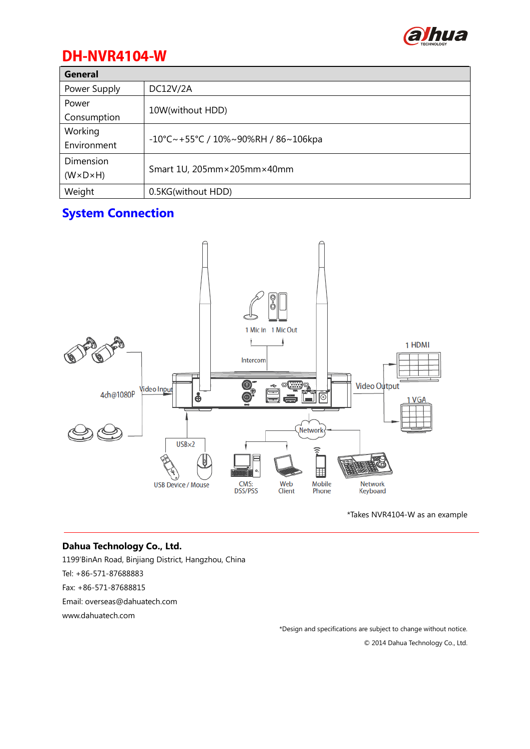# DH-NVR4104-W

| General | |
|---|---|
| Power Supply | DC12V/2A |
| Power Consumption | 10W(without HDD) |
| Working Environment | -10°C~+55°C / 10%~90%RH / 86~106kpa |
| Dimension (W×D×H) | Smart 1U, 205mm×205mm×40mm |
| Weight | 0.5KG(without HDD) |

## System Connection

1 Mic In
1 Mic Out
Intercom
4ch@1080P
Video Input
1 HDMI
Video Output
1 VGA
USB×2
Network
USB Device / Mouse
CMS: DSS/PSS
Web Client
Mobile Phone
Network Keyboard

*Takes NVR4104-W as an example

**Dahua Technology Co., Ltd.**

1199'BinAn Road, Binjiang District, Hangzhou, China

Tel: +86-571-87688883

Fax: +86-571-87688815

Email: overseas@dahuatech.com

www.dahuatech.com

*Design and specifications are subject to change without notice.

© 2014 Dahua Technology Co., Ltd.